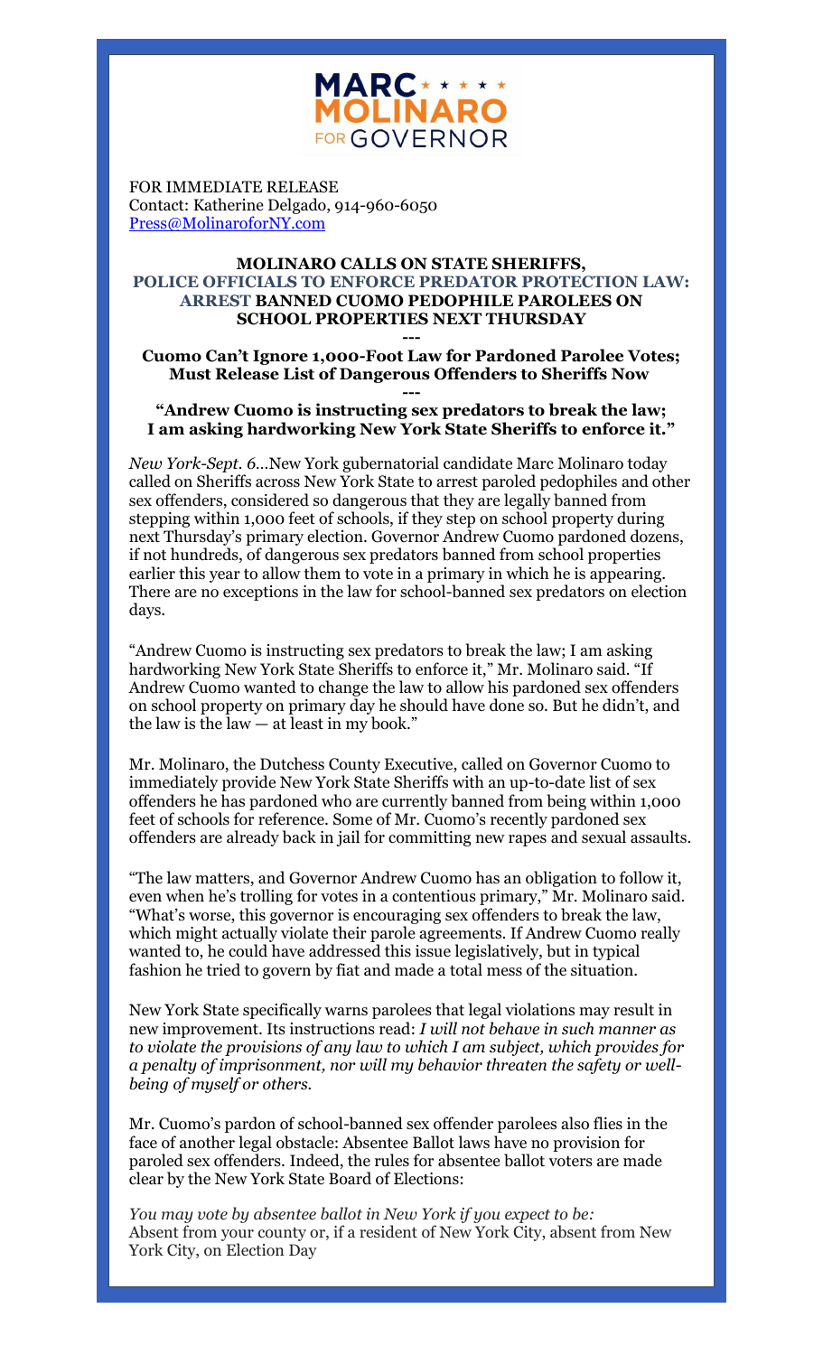MARC MOLINARO FOR GOVERNOR

FOR IMMEDIATE RELEASE
Contact: Katherine Delgado, 914-960-6050
Press@MolinaroforNY.com

**MOLINARO CALLS ON STATE SHERIFFS, POLICE OFFICIALS TO ENFORCE PREDATOR PROTECTION LAW: ARREST BANNED CUOMO PEDOPHILE PAROLEES ON SCHOOL PROPERTIES NEXT THURSDAY**

**---**

**Cuomo Can't Ignore 1,000-Foot Law for Pardoned Parolee Votes; Must Release List of Dangerous Offenders to Sheriffs Now**

**---**

**"Andrew Cuomo is instructing sex predators to break the law; I am asking hardworking New York State Sheriffs to enforce it."**

*New York-Sept. 6*...New York gubernatorial candidate Marc Molinaro today called on Sheriffs across New York State to arrest paroled pedophiles and other sex offenders, considered so dangerous that they are legally banned from stepping within 1,000 feet of schools, if they step on school property during next Thursday's primary election. Governor Andrew Cuomo pardoned dozens, if not hundreds, of dangerous sex predators banned from school properties earlier this year to allow them to vote in a primary in which he is appearing. There are no exceptions in the law for school-banned sex predators on election days.

"Andrew Cuomo is instructing sex predators to break the law; I am asking hardworking New York State Sheriffs to enforce it," Mr. Molinaro said. "If Andrew Cuomo wanted to change the law to allow his pardoned sex offenders on school property on primary day he should have done so. But he didn't, and the law is the law — at least in my book."

Mr. Molinaro, the Dutchess County Executive, called on Governor Cuomo to immediately provide New York State Sheriffs with an up-to-date list of sex offenders he has pardoned who are currently banned from being within 1,000 feet of schools for reference. Some of Mr. Cuomo's recently pardoned sex offenders are already back in jail for committing new rapes and sexual assaults.

"The law matters, and Governor Andrew Cuomo has an obligation to follow it, even when he's trolling for votes in a contentious primary," Mr. Molinaro said. "What's worse, this governor is encouraging sex offenders to break the law, which might actually violate their parole agreements. If Andrew Cuomo really wanted to, he could have addressed this issue legislatively, but in typical fashion he tried to govern by fiat and made a total mess of the situation.

New York State specifically warns parolees that legal violations may result in new improvement. Its instructions read: *I will not behave in such manner as to violate the provisions of any law to which I am subject, which provides for a penalty of imprisonment, nor will my behavior threaten the safety or well-being of myself or others.*

Mr. Cuomo's pardon of school-banned sex offender parolees also flies in the face of another legal obstacle: Absentee Ballot laws have no provision for paroled sex offenders. Indeed, the rules for absentee ballot voters are made clear by the New York State Board of Elections:

*You may vote by absentee ballot in New York if you expect to be:*
Absent from your county or, if a resident of New York City, absent from New York City, on Election Day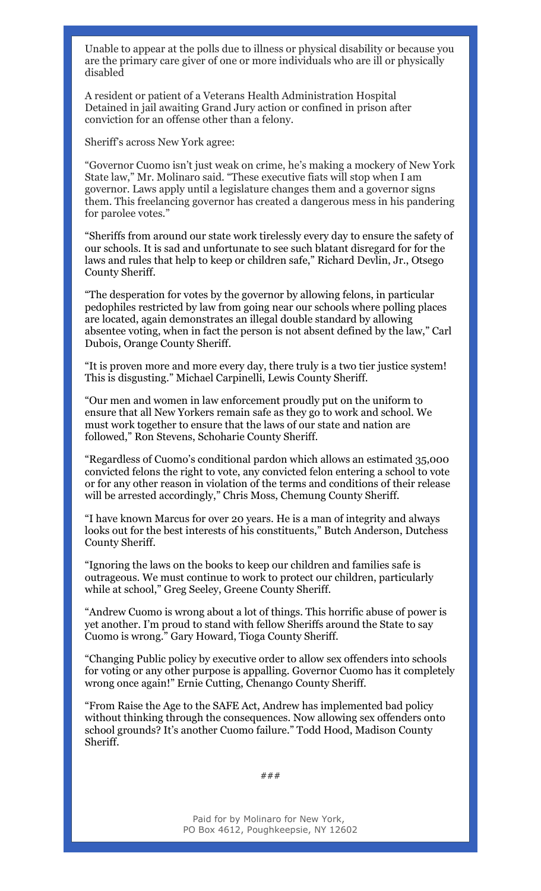Unable to appear at the polls due to illness or physical disability or because you are the primary care giver of one or more individuals who are ill or physically disabled

A resident or patient of a Veterans Health Administration Hospital
Detained in jail awaiting Grand Jury action or confined in prison after conviction for an offense other than a felony.

Sheriff's across New York agree:

"Governor Cuomo isn't just weak on crime, he's making a mockery of New York State law," Mr. Molinaro said. "These executive fiats will stop when I am governor. Laws apply until a legislature changes them and a governor signs them. This freelancing governor has created a dangerous mess in his pandering for parolee votes."

"Sheriffs from around our state work tirelessly every day to ensure the safety of our schools. It is sad and unfortunate to see such blatant disregard for for the laws and rules that help to keep or children safe," Richard Devlin, Jr., Otsego County Sheriff.

"The desperation for votes by the governor by allowing felons, in particular pedophiles restricted by law from going near our schools where polling places are located, again demonstrates an illegal double standard by allowing absentee voting, when in fact the person is not absent defined by the law," Carl Dubois, Orange County Sheriff.

"It is proven more and more every day, there truly is a two tier justice system! This is disgusting." Michael Carpinelli, Lewis County Sheriff.

"Our men and women in law enforcement proudly put on the uniform to ensure that all New Yorkers remain safe as they go to work and school. We must work together to ensure that the laws of our state and nation are followed," Ron Stevens, Schoharie County Sheriff.

"Regardless of Cuomo's conditional pardon which allows an estimated 35,000 convicted felons the right to vote, any convicted felon entering a school to vote or for any other reason in violation of the terms and conditions of their release will be arrested accordingly," Chris Moss, Chemung County Sheriff.

"I have known Marcus for over 20 years. He is a man of integrity and always looks out for the best interests of his constituents," Butch Anderson, Dutchess County Sheriff.

"Ignoring the laws on the books to keep our children and families safe is outrageous. We must continue to work to protect our children, particularly while at school," Greg Seeley, Greene County Sheriff.

"Andrew Cuomo is wrong about a lot of things. This horrific abuse of power is yet another. I'm proud to stand with fellow Sheriffs around the State to say Cuomo is wrong." Gary Howard, Tioga County Sheriff.

"Changing Public policy by executive order to allow sex offenders into schools for voting or any other purpose is appalling. Governor Cuomo has it completely wrong once again!" Ernie Cutting, Chenango County Sheriff.

"From Raise the Age to the SAFE Act, Andrew has implemented bad policy without thinking through the consequences. Now allowing sex offenders onto school grounds? It's another Cuomo failure." Todd Hood, Madison County Sheriff.

###

Paid for by Molinaro for New York,
PO Box 4612, Poughkeepsie, NY 12602